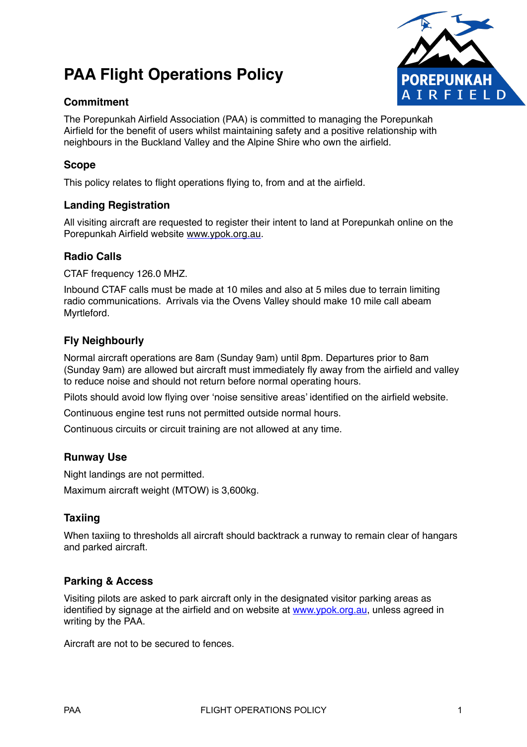# PAA Flight Operations Policy

## Commitment

The Porepunkah Airfield Association (PAA) is committed to managing the Porepunkah Airfield for the benefit of users whilst maintaining safety and a positive relationship with neighbours in the Buckland Valley and the Alpine Shire who own the airfield.

## Scope

This policy relates to flight operations flying to, from and at the airfield.

## Landing Registration

All visiting aircraft are requested to register their intent to land at Porepunkah online on the Porepunkah Airfield website www.ypok.org.au.

## Radio Calls

CTAF frequency 126.0 MHZ.

Inbound CTAF calls must be made at 10 miles and also at 5 miles due to terrain limiting radio communications. Arrivals via the Ovens Valley should make 10 mile call abeam Myrtleford.

## Fly Neighbourly

Normal aircraft operations are 8am (Sunday 9am) until 8pm. Departures prior to 8am (Sunday 9am) are allowed but aircraft must immediately fly away from the airfield and valley to reduce noise and should not return before normal operating hours.

Pilots should avoid low flying over 'noise sensitive areas' identified on the airfield website.

Continuous engine test runs not permitted outside normal hours.

Continuous circuits or circuit training are not allowed at any time.

## Runway Use

Night landings are not permitted.

Maximum aircraft weight (MTOW) is 3,600kg.

## Taxiing

When taxiing to thresholds all aircraft should backtrack a runway to remain clear of hangars and parked aircraft.

## Parking & Access

Visiting pilots are asked to park aircraft only in the designated visitor parking areas as identified by signage at the airfield and on website at www.ypok.org.au, unless agreed in writing by the PAA.

Aircraft are not to be secured to fences.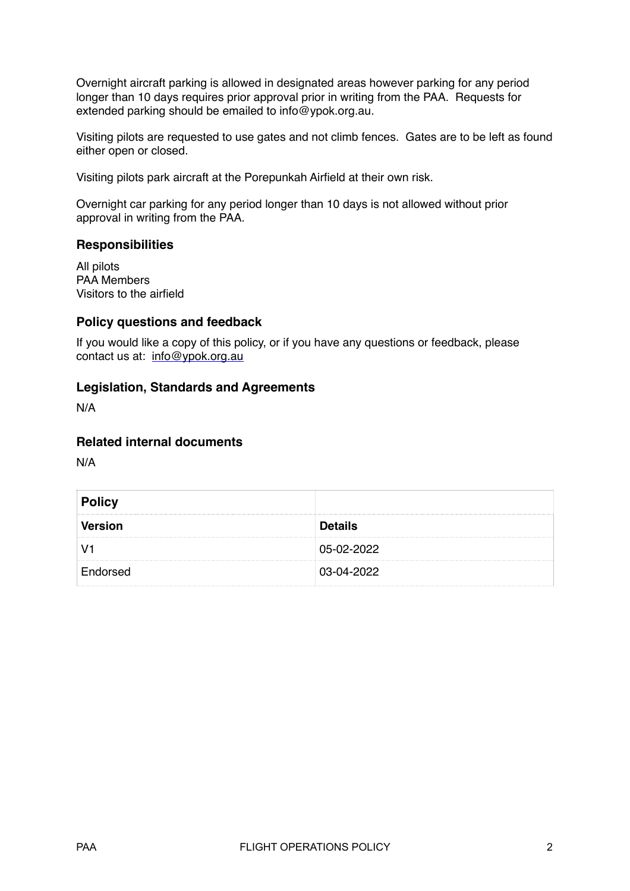Overnight aircraft parking is allowed in designated areas however parking for any period longer than 10 days requires prior approval prior in writing from the PAA.  Requests for extended parking should be emailed to info@ypok.org.au.

Visiting pilots are requested to use gates and not climb fences.  Gates are to be left as found either open or closed.

Visiting pilots park aircraft at the Porepunkah Airfield at their own risk.

Overnight car parking for any period longer than 10 days is not allowed without prior approval in writing from the PAA.

### Responsibilities

All pilots
PAA Members
Visitors to the airfield

### Policy questions and feedback

If you would like a copy of this policy, or if you have any questions or feedback, please contact us at:  info@ypok.org.au

### Legislation, Standards and Agreements

N/A

### Related internal documents

N/A

| **Policy** | |
|---|---|
| **Version** | **Details** |
| V1 | 05-02-2022 |
| Endorsed | 03-04-2022 |